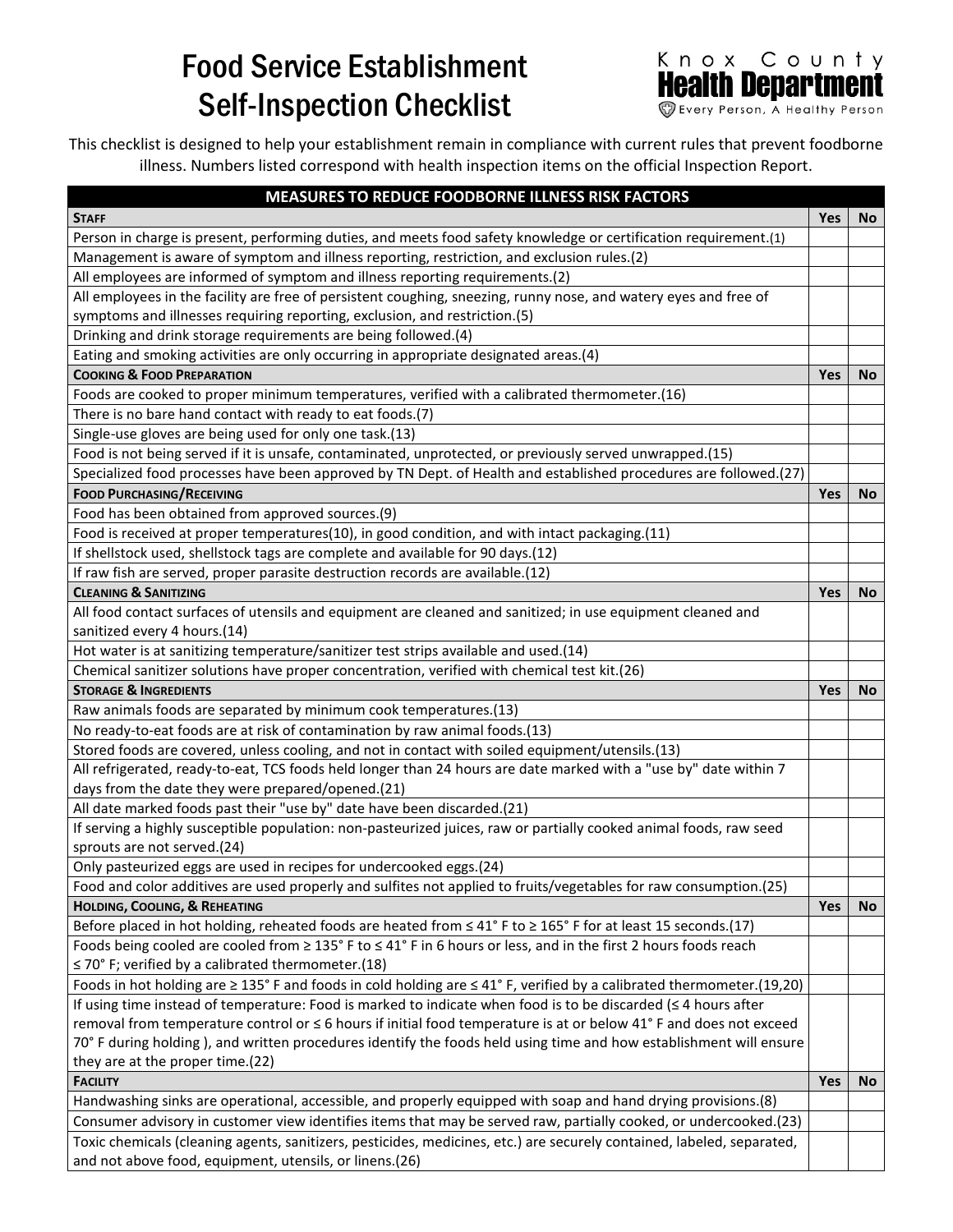# Food Service Establishment Self-Inspection Checklist

Knox County **Health Department**
Every Person, A Healthy Person

This checklist is designed to help your establishment remain in compliance with current rules that prevent foodborne illness. Numbers listed correspond with health inspection items on the official Inspection Report.

| MEASURES TO REDUCE FOODBORNE ILLNESS RISK FACTORS | | |
|---|---|---|
| **STAFF** | **Yes** | **No** |
| Person in charge is present, performing duties, and meets food safety knowledge or certification requirement.(1) | | |
| Management is aware of symptom and illness reporting, restriction, and exclusion rules.(2) | | |
| All employees are informed of symptom and illness reporting requirements.(2) | | |
| All employees in the facility are free of persistent coughing, sneezing, runny nose, and watery eyes and free of symptoms and illnesses requiring reporting, exclusion, and restriction.(5) | | |
| Drinking and drink storage requirements are being followed.(4) | | |
| Eating and smoking activities are only occurring in appropriate designated areas.(4) | | |
| **COOKING & FOOD PREPARATION** | **Yes** | **No** |
| Foods are cooked to proper minimum temperatures, verified with a calibrated thermometer.(16) | | |
| There is no bare hand contact with ready to eat foods.(7) | | |
| Single-use gloves are being used for only one task.(13) | | |
| Food is not being served if it is unsafe, contaminated, unprotected, or previously served unwrapped.(15) | | |
| Specialized food processes have been approved by TN Dept. of Health and established procedures are followed.(27) | | |
| **FOOD PURCHASING/RECEIVING** | **Yes** | **No** |
| Food has been obtained from approved sources.(9) | | |
| Food is received at proper temperatures(10), in good condition, and with intact packaging.(11) | | |
| If shellstock used, shellstock tags are complete and available for 90 days.(12) | | |
| If raw fish are served, proper parasite destruction records are available.(12) | | |
| **CLEANING & SANITIZING** | **Yes** | **No** |
| All food contact surfaces of utensils and equipment are cleaned and sanitized; in use equipment cleaned and sanitized every 4 hours.(14) | | |
| Hot water is at sanitizing temperature/sanitizer test strips available and used.(14) | | |
| Chemical sanitizer solutions have proper concentration, verified with chemical test kit.(26) | | |
| **STORAGE & INGREDIENTS** | **Yes** | **No** |
| Raw animals foods are separated by minimum cook temperatures.(13) | | |
| No ready-to-eat foods are at risk of contamination by raw animal foods.(13) | | |
| Stored foods are covered, unless cooling, and not in contact with soiled equipment/utensils.(13) | | |
| All refrigerated, ready-to-eat, TCS foods held longer than 24 hours are date marked with a "use by" date within 7 days from the date they were prepared/opened.(21) | | |
| All date marked foods past their "use by" date have been discarded.(21) | | |
| If serving a highly susceptible population: non-pasteurized juices, raw or partially cooked animal foods, raw seed sprouts are not served.(24) | | |
| Only pasteurized eggs are used in recipes for undercooked eggs.(24) | | |
| Food and color additives are used properly and sulfites not applied to fruits/vegetables for raw consumption.(25) | | |
| **HOLDING, COOLING, & REHEATING** | **Yes** | **No** |
| Before placed in hot holding, reheated foods are heated from ≤ 41° F to ≥ 165° F for at least 15 seconds.(17) | | |
| Foods being cooled are cooled from ≥ 135° F to ≤ 41° F in 6 hours or less, and in the first 2 hours foods reach ≤ 70° F; verified by a calibrated thermometer.(18) | | |
| Foods in hot holding are ≥ 135° F and foods in cold holding are ≤ 41° F, verified by a calibrated thermometer.(19,20) | | |
| If using time instead of temperature: Food is marked to indicate when food is to be discarded (≤ 4 hours after removal from temperature control or ≤ 6 hours if initial food temperature is at or below 41° F and does not exceed 70° F during holding ), and written procedures identify the foods held using time and how establishment will ensure they are at the proper time.(22) | | |
| **FACILITY** | **Yes** | **No** |
| Handwashing sinks are operational, accessible, and properly equipped with soap and hand drying provisions.(8) | | |
| Consumer advisory in customer view identifies items that may be served raw, partially cooked, or undercooked.(23) | | |
| Toxic chemicals (cleaning agents, sanitizers, pesticides, medicines, etc.) are securely contained, labeled, separated, and not above food, equipment, utensils, or linens.(26) | | |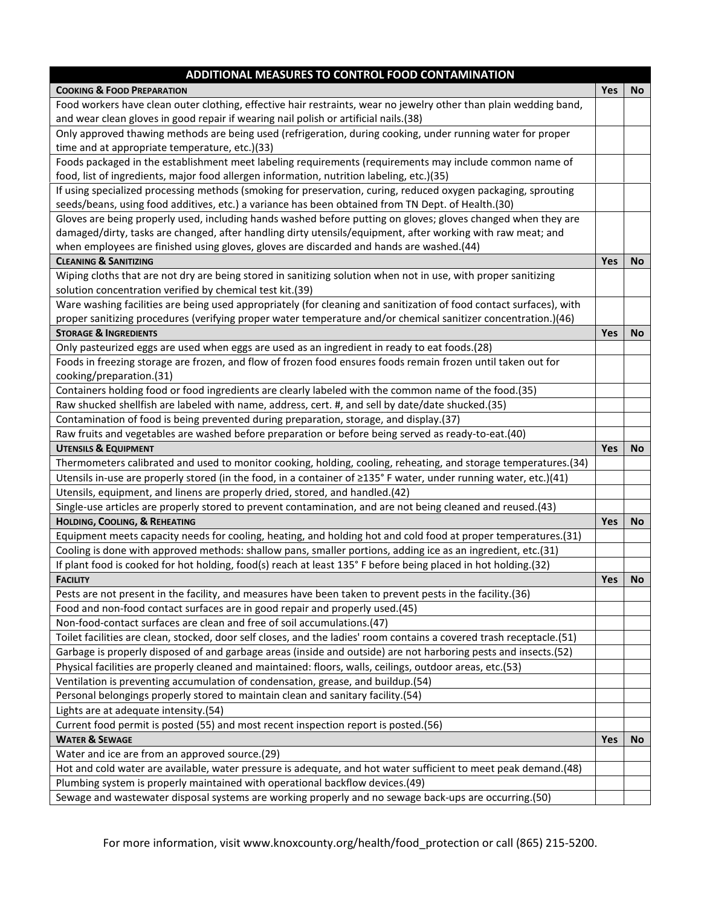| ADDITIONAL MEASURES TO CONTROL FOOD CONTAMINATION | | |
|---|---|---|
| **COOKING & FOOD PREPARATION** | **Yes** | **No** |
| Food workers have clean outer clothing, effective hair restraints, wear no jewelry other than plain wedding band, and wear clean gloves in good repair if wearing nail polish or artificial nails.(38) | | |
| Only approved thawing methods are being used (refrigeration, during cooking, under running water for proper time and at appropriate temperature, etc.)(33) | | |
| Foods packaged in the establishment meet labeling requirements (requirements may include common name of food, list of ingredients, major food allergen information, nutrition labeling, etc.)(35) | | |
| If using specialized processing methods (smoking for preservation, curing, reduced oxygen packaging, sprouting seeds/beans, using food additives, etc.) a variance has been obtained from TN Dept. of Health.(30) | | |
| Gloves are being properly used, including hands washed before putting on gloves; gloves changed when they are damaged/dirty, tasks are changed, after handling dirty utensils/equipment, after working with raw meat; and when employees are finished using gloves, gloves are discarded and hands are washed.(44) | | |
| **CLEANING & SANITIZING** | **Yes** | **No** |
| Wiping cloths that are not dry are being stored in sanitizing solution when not in use, with proper sanitizing solution concentration verified by chemical test kit.(39) | | |
| Ware washing facilities are being used appropriately (for cleaning and sanitization of food contact surfaces), with proper sanitizing procedures (verifying proper water temperature and/or chemical sanitizer concentration.)(46) | | |
| **STORAGE & INGREDIENTS** | **Yes** | **No** |
| Only pasteurized eggs are used when eggs are used as an ingredient in ready to eat foods.(28) | | |
| Foods in freezing storage are frozen, and flow of frozen food ensures foods remain frozen until taken out for cooking/preparation.(31) | | |
| Containers holding food or food ingredients are clearly labeled with the common name of the food.(35) | | |
| Raw shucked shellfish are labeled with name, address, cert. #, and sell by date/date shucked.(35) | | |
| Contamination of food is being prevented during preparation, storage, and display.(37) | | |
| Raw fruits and vegetables are washed before preparation or before being served as ready-to-eat.(40) | | |
| **UTENSILS & EQUIPMENT** | **Yes** | **No** |
| Thermometers calibrated and used to monitor cooking, holding, cooling, reheating, and storage temperatures.(34) | | |
| Utensils in-use are properly stored (in the food, in a container of ≥135° F water, under running water, etc.)(41) | | |
| Utensils, equipment, and linens are properly dried, stored, and handled.(42) | | |
| Single-use articles are properly stored to prevent contamination, and are not being cleaned and reused.(43) | | |
| **HOLDING, COOLING, & REHEATING** | **Yes** | **No** |
| Equipment meets capacity needs for cooling, heating, and holding hot and cold food at proper temperatures.(31) | | |
| Cooling is done with approved methods: shallow pans, smaller portions, adding ice as an ingredient, etc.(31) | | |
| If plant food is cooked for hot holding, food(s) reach at least 135° F before being placed in hot holding.(32) | | |
| **FACILITY** | **Yes** | **No** |
| Pests are not present in the facility, and measures have been taken to prevent pests in the facility.(36) | | |
| Food and non-food contact surfaces are in good repair and properly used.(45) | | |
| Non-food-contact surfaces are clean and free of soil accumulations.(47) | | |
| Toilet facilities are clean, stocked, door self closes, and the ladies' room contains a covered trash receptacle.(51) | | |
| Garbage is properly disposed of and garbage areas (inside and outside) are not harboring pests and insects.(52) | | |
| Physical facilities are properly cleaned and maintained: floors, walls, ceilings, outdoor areas, etc.(53) | | |
| Ventilation is preventing accumulation of condensation, grease, and buildup.(54) | | |
| Personal belongings properly stored to maintain clean and sanitary facility.(54) | | |
| Lights are at adequate intensity.(54) | | |
| Current food permit is posted (55) and most recent inspection report is posted.(56) | | |
| **WATER & SEWAGE** | **Yes** | **No** |
| Water and ice are from an approved source.(29) | | |
| Hot and cold water are available, water pressure is adequate, and hot water sufficient to meet peak demand.(48) | | |
| Plumbing system is properly maintained with operational backflow devices.(49) | | |
| Sewage and wastewater disposal systems are working properly and no sewage back-ups are occurring.(50) | | |

For more information, visit www.knoxcounty.org/health/food_protection or call (865) 215-5200.